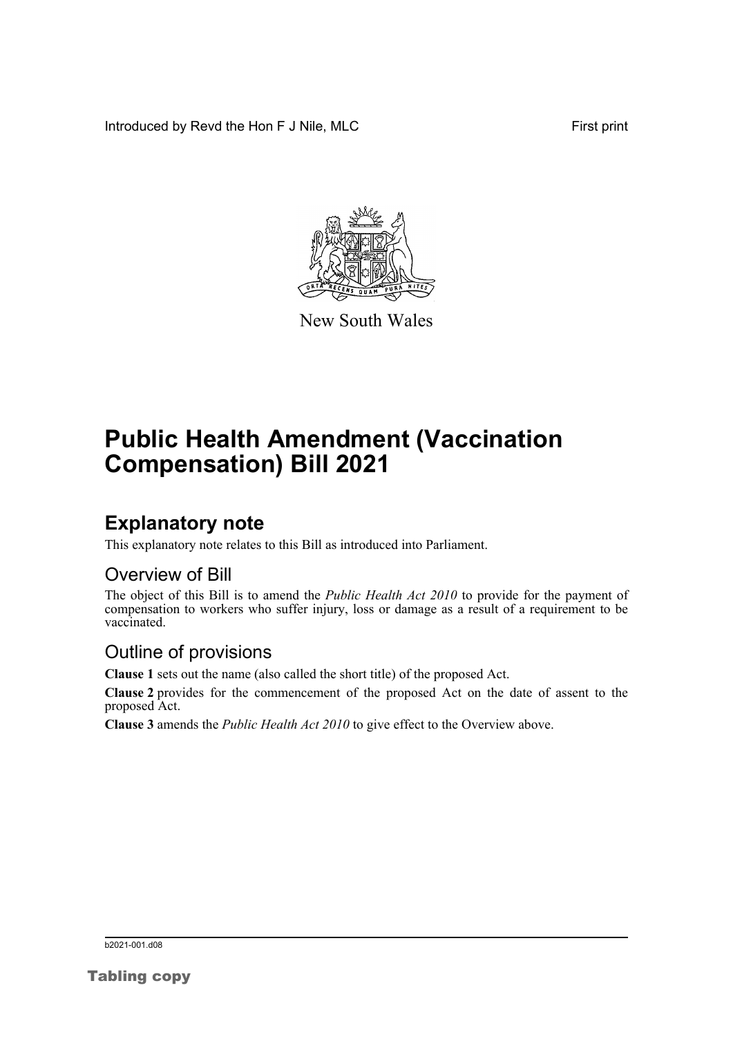Introduced by Revd the Hon F J Nile, MLC

First print

New South Wales

# Public Health Amendment (Vaccination Compensation) Bill 2021

## Explanatory note

This explanatory note relates to this Bill as introduced into Parliament.

### Overview of Bill

The object of this Bill is to amend the *Public Health Act 2010* to provide for the payment of compensation to workers who suffer injury, loss or damage as a result of a requirement to be vaccinated.

### Outline of provisions

**Clause 1** sets out the name (also called the short title) of the proposed Act.

**Clause 2** provides for the commencement of the proposed Act on the date of assent to the proposed Act.

**Clause 3** amends the *Public Health Act 2010* to give effect to the Overview above.

b2021-001.d08

Tabling copy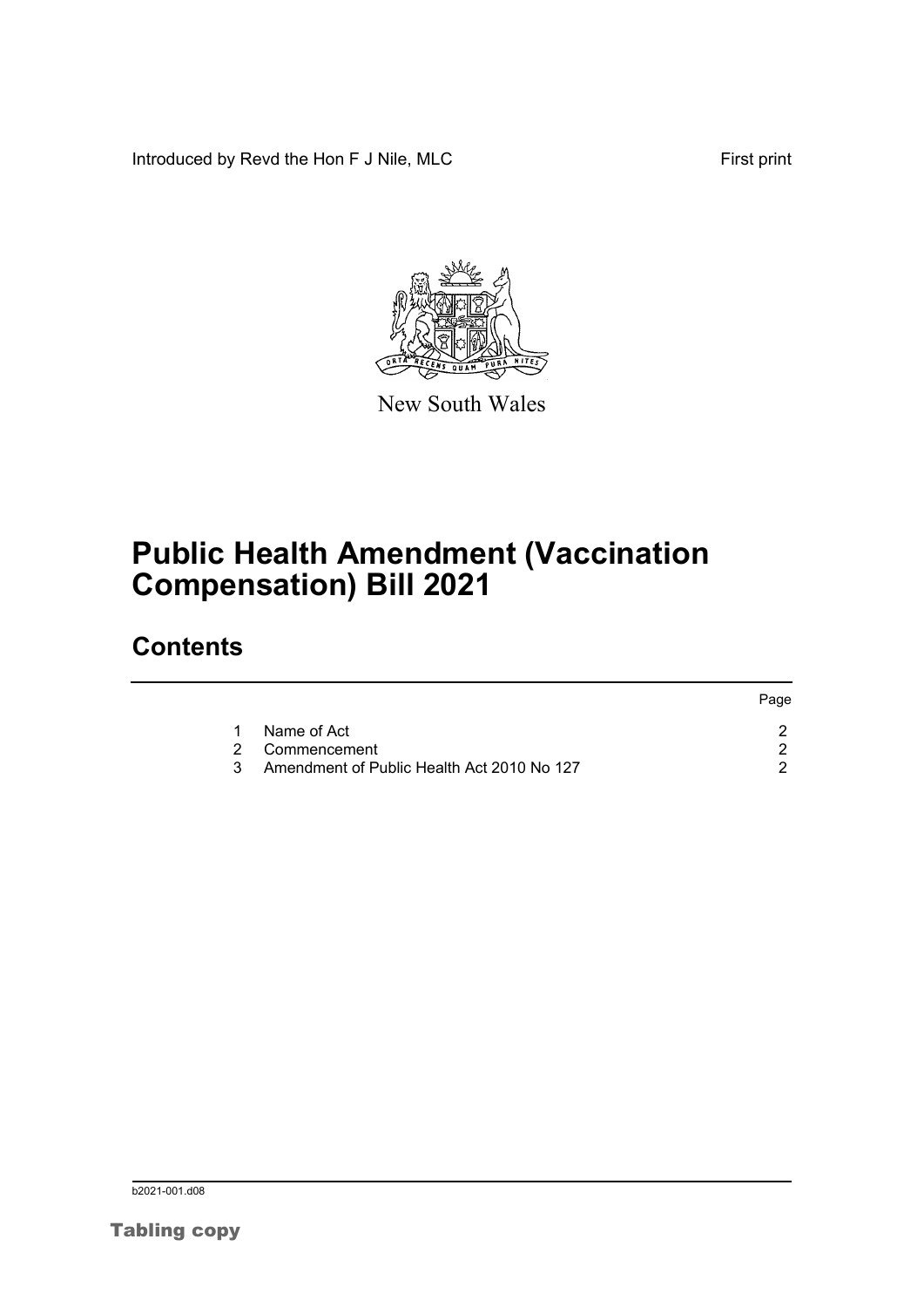Introduced by Revd the Hon F J Nile, MLC First print

New South Wales

# Public Health Amendment (Vaccination Compensation) Bill 2021

## Contents

| | | Page |
|---|---|---|
| 1 | Name of Act | 2 |
| 2 | Commencement | 2 |
| 3 | Amendment of Public Health Act 2010 No 127 | 2 |

b2021-001.d08

Tabling copy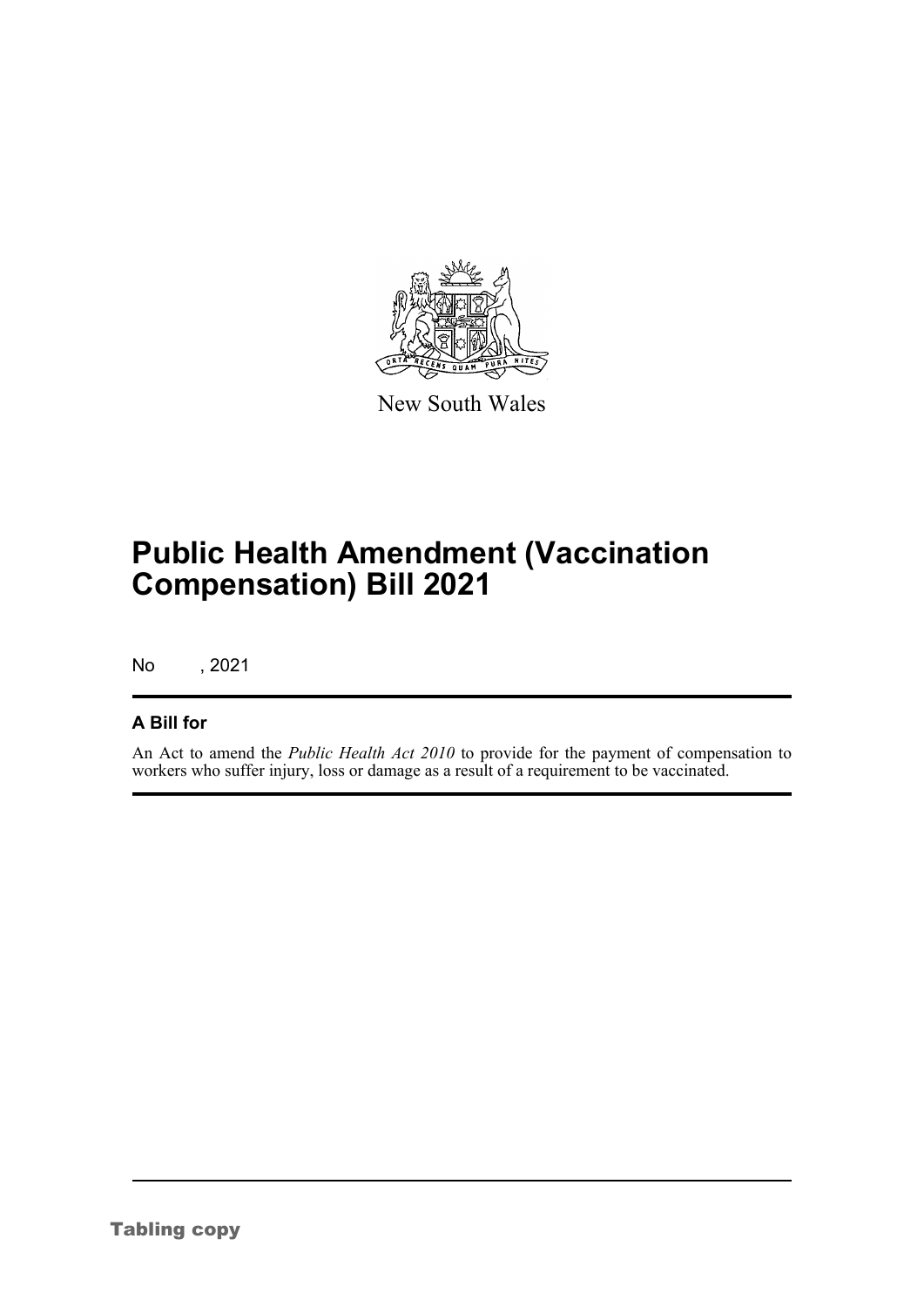New South Wales

# Public Health Amendment (Vaccination Compensation) Bill 2021

No , 2021

## A Bill for

An Act to amend the *Public Health Act 2010* to provide for the payment of compensation to workers who suffer injury, loss or damage as a result of a requirement to be vaccinated.

Tabling copy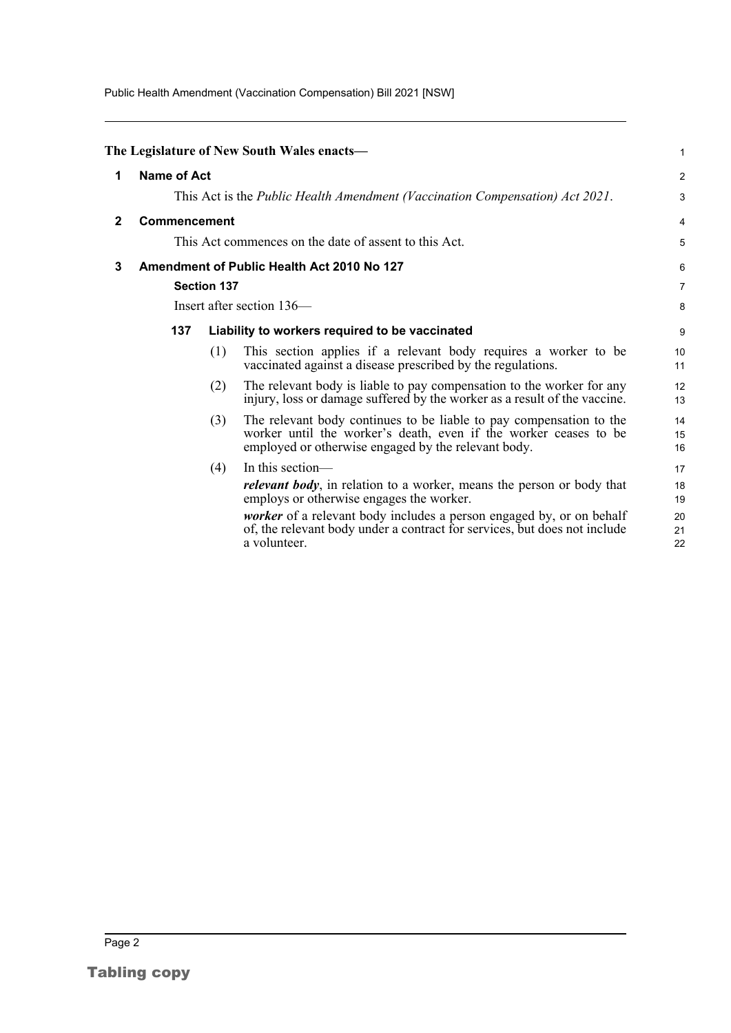The Legislature of New South Wales enacts—

## 1 Name of Act

This Act is the *Public Health Amendment (Vaccination Compensation) Act 2021*.

## 2 Commencement

This Act commences on the date of assent to this Act.

## 3 Amendment of Public Health Act 2010 No 127

### Section 137

Insert after section 136—

#### 137 Liability to workers required to be vaccinated

(1) This section applies if a relevant body requires a worker to be vaccinated against a disease prescribed by the regulations.

(2) The relevant body is liable to pay compensation to the worker for any injury, loss or damage suffered by the worker as a result of the vaccine.

(3) The relevant body continues to be liable to pay compensation to the worker until the worker's death, even if the worker ceases to be employed or otherwise engaged by the relevant body.

(4) In this section—

***relevant body***, in relation to a worker, means the person or body that employs or otherwise engages the worker.

***worker*** of a relevant body includes a person engaged by, or on behalf of, the relevant body under a contract for services, but does not include a volunteer.